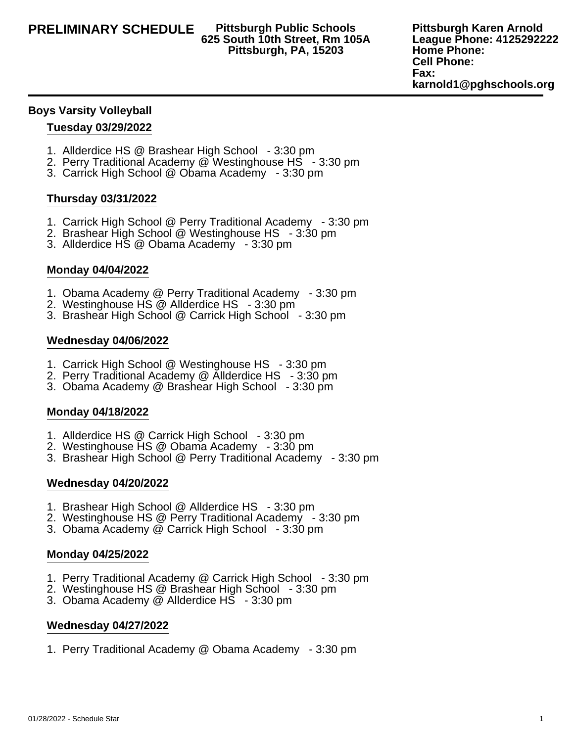**PRELIMINARY SCHEDULE**

**Pittsburgh Public Schools**
**625 South 10th Street, Rm 105A**
**Pittsburgh, PA, 15203**

**Pittsburgh Karen Arnold**
**League Phone: 4125292222**
**Home Phone:**
**Cell Phone:**
**Fax:**
**karnold1@pghschools.org**

---

## Boys Varsity Volleyball

### Tuesday 03/29/2022

1. Allderdice HS @ Brashear High School - 3:30 pm
2. Perry Traditional Academy @ Westinghouse HS - 3:30 pm
3. Carrick High School @ Obama Academy - 3:30 pm

### Thursday 03/31/2022

1. Carrick High School @ Perry Traditional Academy - 3:30 pm
2. Brashear High School @ Westinghouse HS - 3:30 pm
3. Allderdice HS @ Obama Academy - 3:30 pm

### Monday 04/04/2022

1. Obama Academy @ Perry Traditional Academy - 3:30 pm
2. Westinghouse HS @ Allderdice HS - 3:30 pm
3. Brashear High School @ Carrick High School - 3:30 pm

### Wednesday 04/06/2022

1. Carrick High School @ Westinghouse HS - 3:30 pm
2. Perry Traditional Academy @ Allderdice HS - 3:30 pm
3. Obama Academy @ Brashear High School - 3:30 pm

### Monday 04/18/2022

1. Allderdice HS @ Carrick High School - 3:30 pm
2. Westinghouse HS @ Obama Academy - 3:30 pm
3. Brashear High School @ Perry Traditional Academy - 3:30 pm

### Wednesday 04/20/2022

1. Brashear High School @ Allderdice HS - 3:30 pm
2. Westinghouse HS @ Perry Traditional Academy - 3:30 pm
3. Obama Academy @ Carrick High School - 3:30 pm

### Monday 04/25/2022

1. Perry Traditional Academy @ Carrick High School - 3:30 pm
2. Westinghouse HS @ Brashear High School - 3:30 pm
3. Obama Academy @ Allderdice HS - 3:30 pm

### Wednesday 04/27/2022

1. Perry Traditional Academy @ Obama Academy - 3:30 pm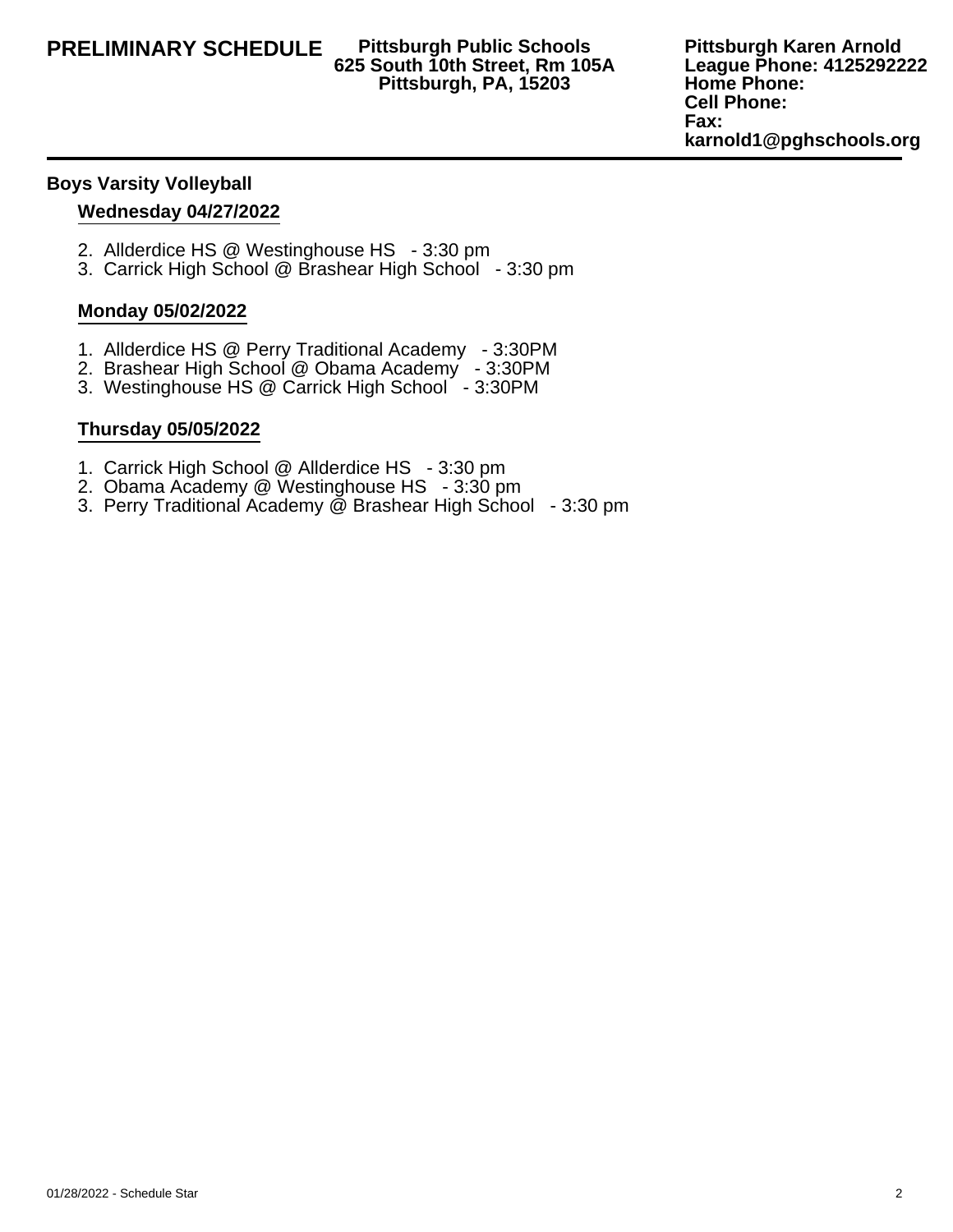**PRELIMINARY SCHEDULE**

**Pittsburgh Public Schools**
**625 South 10th Street, Rm 105A**
**Pittsburgh, PA, 15203**

**Pittsburgh Karen Arnold**
**League Phone: 4125292222**
**Home Phone:**
**Cell Phone:**
**Fax:**
**karnold1@pghschools.org**

**Boys Varsity Volleyball**

### Wednesday 04/27/2022

2. Allderdice HS @ Westinghouse HS - 3:30 pm
3. Carrick High School @ Brashear High School - 3:30 pm

### Monday 05/02/2022

1. Allderdice HS @ Perry Traditional Academy - 3:30PM
2. Brashear High School @ Obama Academy - 3:30PM
3. Westinghouse HS @ Carrick High School - 3:30PM

### Thursday 05/05/2022

1. Carrick High School @ Allderdice HS - 3:30 pm
2. Obama Academy @ Westinghouse HS - 3:30 pm
3. Perry Traditional Academy @ Brashear High School - 3:30 pm

01/28/2022 - Schedule Star